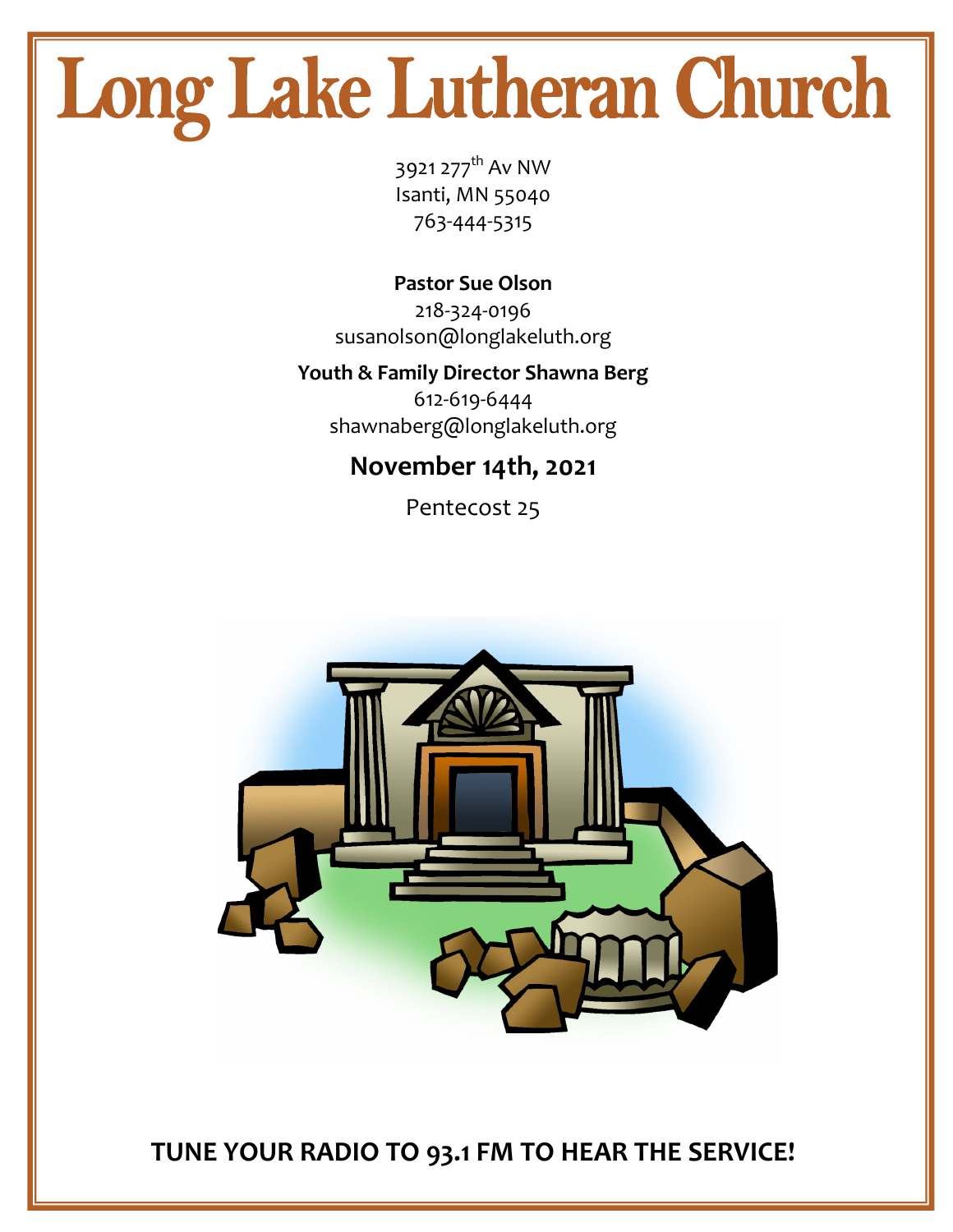# Long Lake Lutheran Church

3921 277th Av NW
Isanti, MN 55040
763-444-5315

**Pastor Sue Olson**
218-324-0196
susanolson@longlakeluth.org

**Youth & Family Director Shawna Berg**
612-619-6444
shawnaberg@longlakeluth.org

## November 14th, 2021

Pentecost 25

**TUNE YOUR RADIO TO 93.1 FM TO HEAR THE SERVICE!**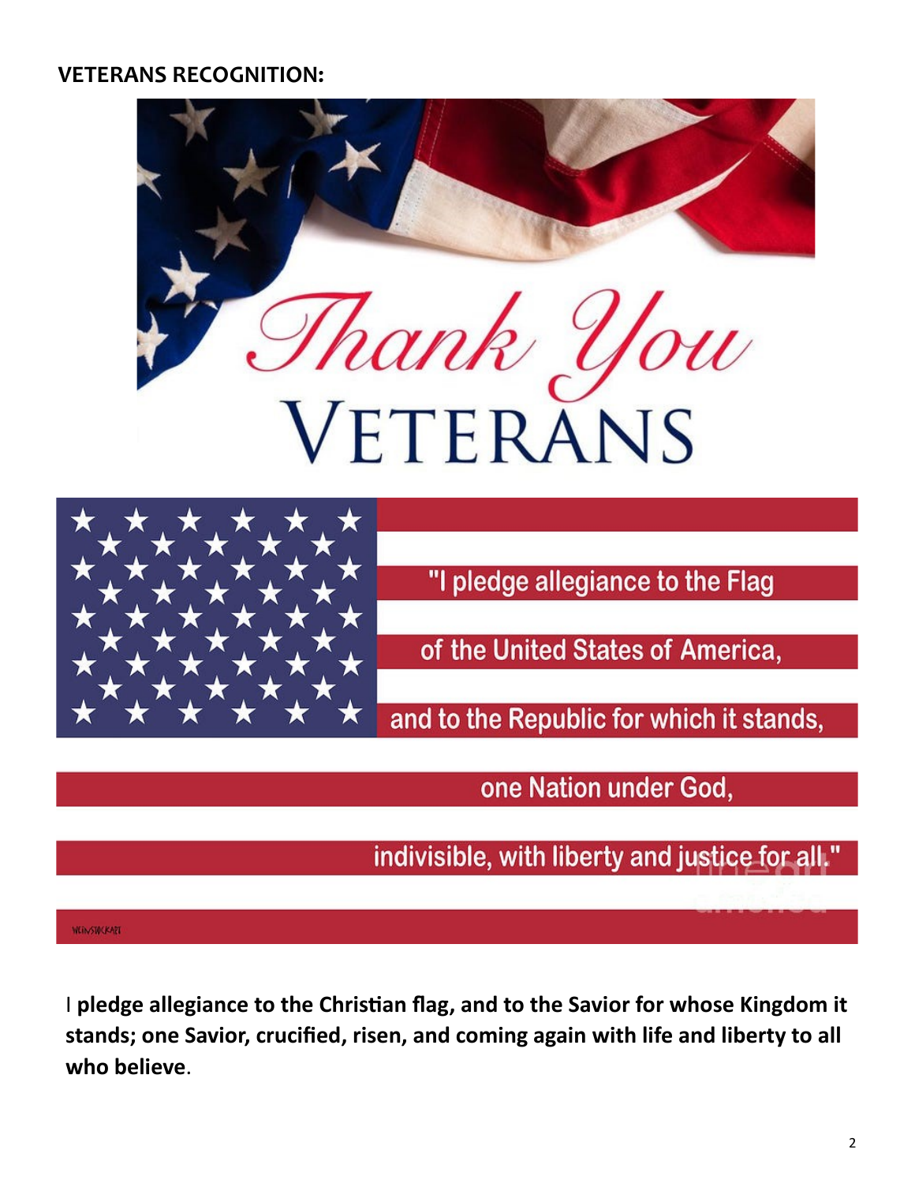**VETERANS RECOGNITION:**

Thank You VETERANS

"I pledge allegiance to the Flag

of the United States of America,

and to the Republic for which it stands,

one Nation under God,

indivisible, with liberty and justice for all."

I **pledge allegiance to the Christian flag, and to the Savior for whose Kingdom it stands; one Savior, crucified, risen, and coming again with life and liberty to all who believe**.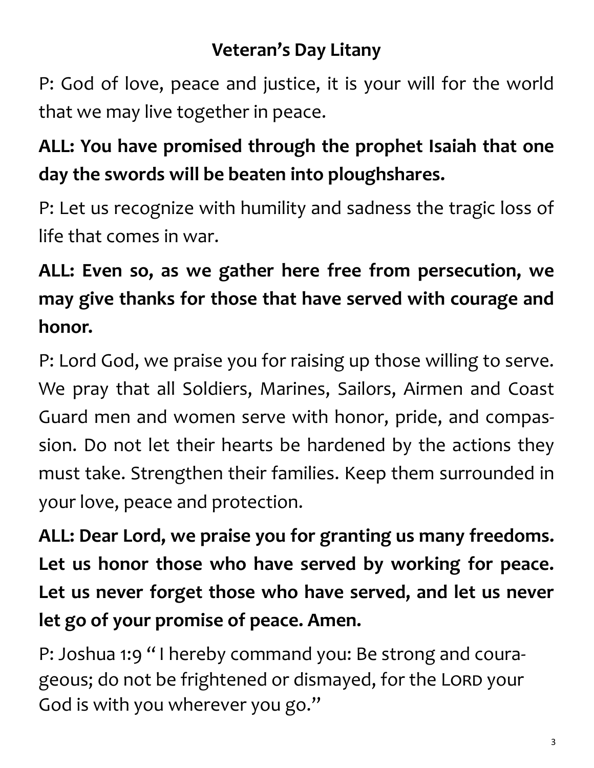## Veteran's Day Litany

P: God of love, peace and justice, it is your will for the world that we may live together in peace.

**ALL: You have promised through the prophet Isaiah that one day the swords will be beaten into ploughshares.**

P: Let us recognize with humility and sadness the tragic loss of life that comes in war.

**ALL: Even so, as we gather here free from persecution, we may give thanks for those that have served with courage and honor.**

P: Lord God, we praise you for raising up those willing to serve. We pray that all Soldiers, Marines, Sailors, Airmen and Coast Guard men and women serve with honor, pride, and compassion. Do not let their hearts be hardened by the actions they must take. Strengthen their families. Keep them surrounded in your love, peace and protection.

**ALL: Dear Lord, we praise you for granting us many freedoms. Let us honor those who have served by working for peace. Let us never forget those who have served, and let us never let go of your promise of peace. Amen.**

P: Joshua 1:9 " I hereby command you: Be strong and courageous; do not be frightened or dismayed, for the LORD your God is with you wherever you go."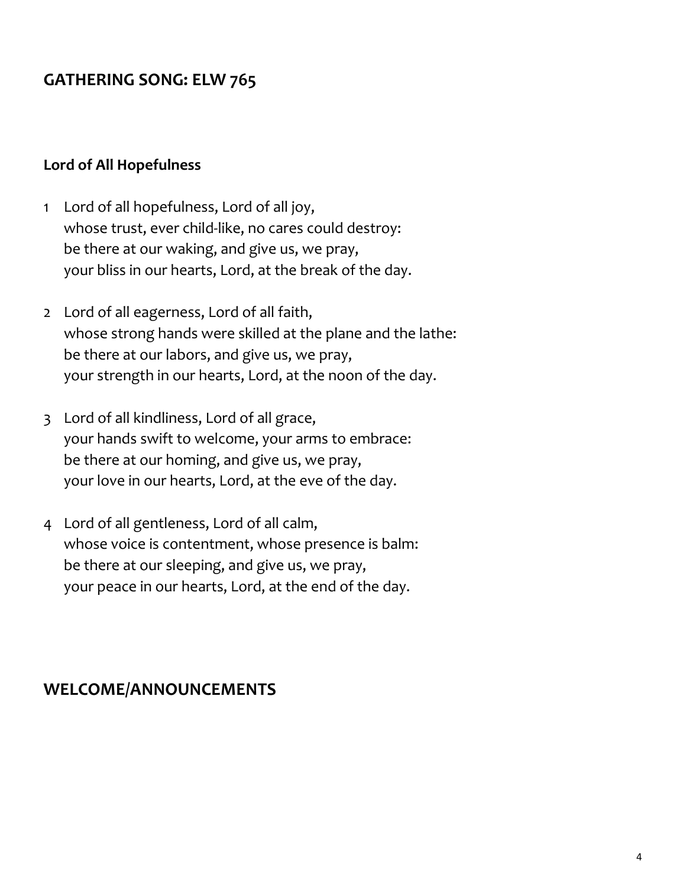## GATHERING SONG: ELW 765

### Lord of All Hopefulness

1. Lord of all hopefulness, Lord of all joy,
   whose trust, ever child-like, no cares could destroy:
   be there at our waking, and give us, we pray,
   your bliss in our hearts, Lord, at the break of the day.

2. Lord of all eagerness, Lord of all faith,
   whose strong hands were skilled at the plane and the lathe:
   be there at our labors, and give us, we pray,
   your strength in our hearts, Lord, at the noon of the day.

3. Lord of all kindliness, Lord of all grace,
   your hands swift to welcome, your arms to embrace:
   be there at our homing, and give us, we pray,
   your love in our hearts, Lord, at the eve of the day.

4. Lord of all gentleness, Lord of all calm,
   whose voice is contentment, whose presence is balm:
   be there at our sleeping, and give us, we pray,
   your peace in our hearts, Lord, at the end of the day.

## WELCOME/ANNOUNCEMENTS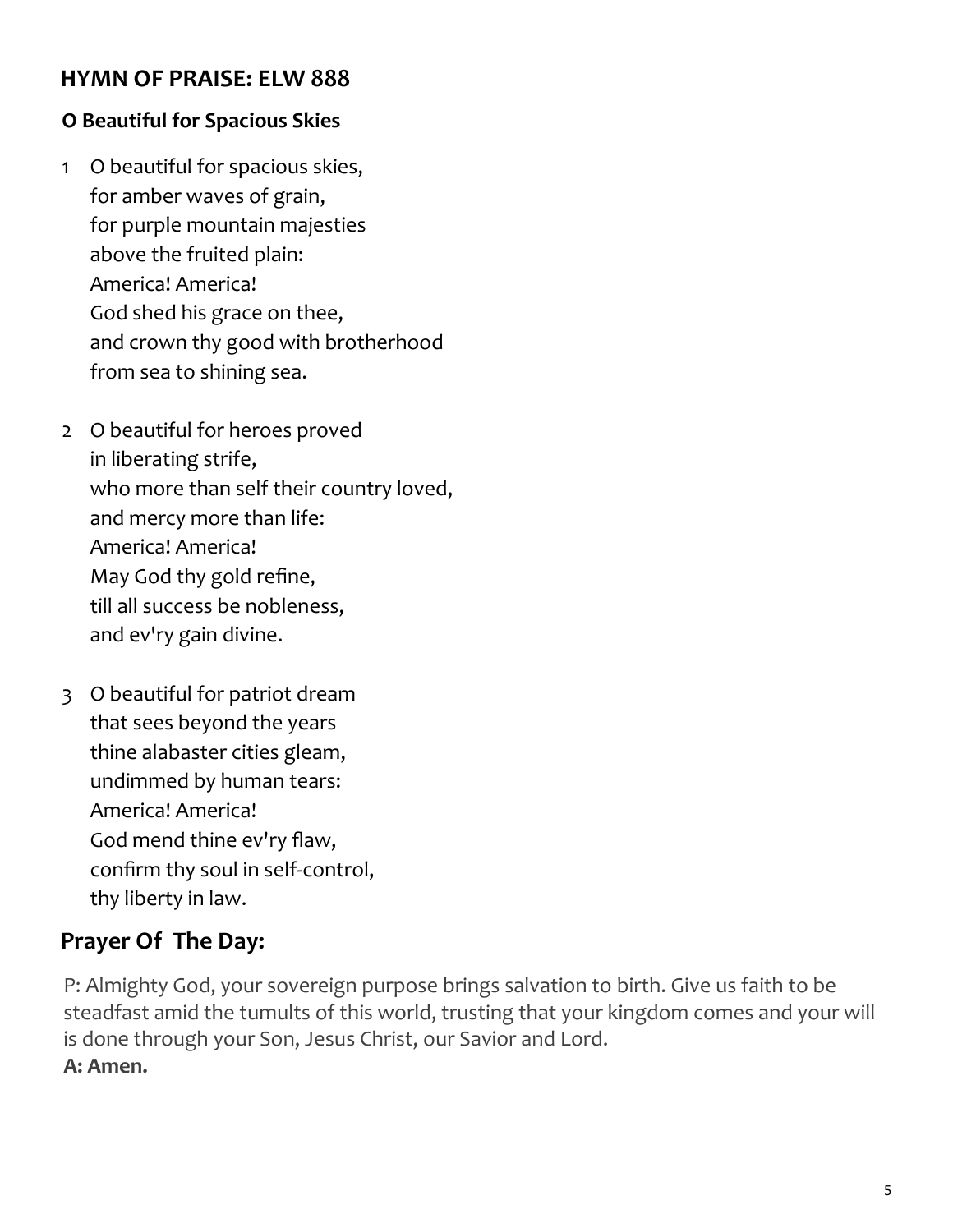## HYMN OF PRAISE: ELW 888

### O Beautiful for Spacious Skies

1 O beautiful for spacious skies,
for amber waves of grain,
for purple mountain majesties
above the fruited plain:
America! America!
God shed his grace on thee,
and crown thy good with brotherhood
from sea to shining sea.

2 O beautiful for heroes proved
in liberating strife,
who more than self their country loved,
and mercy more than life:
America! America!
May God thy gold refine,
till all success be nobleness,
and ev'ry gain divine.

3 O beautiful for patriot dream
that sees beyond the years
thine alabaster cities gleam,
undimmed by human tears:
America! America!
God mend thine ev'ry flaw,
confirm thy soul in self-control,
thy liberty in law.

## Prayer Of The Day:

P: Almighty God, your sovereign purpose brings salvation to birth. Give us faith to be steadfast amid the tumults of this world, trusting that your kingdom comes and your will is done through your Son, Jesus Christ, our Savior and Lord.

**A: Amen.**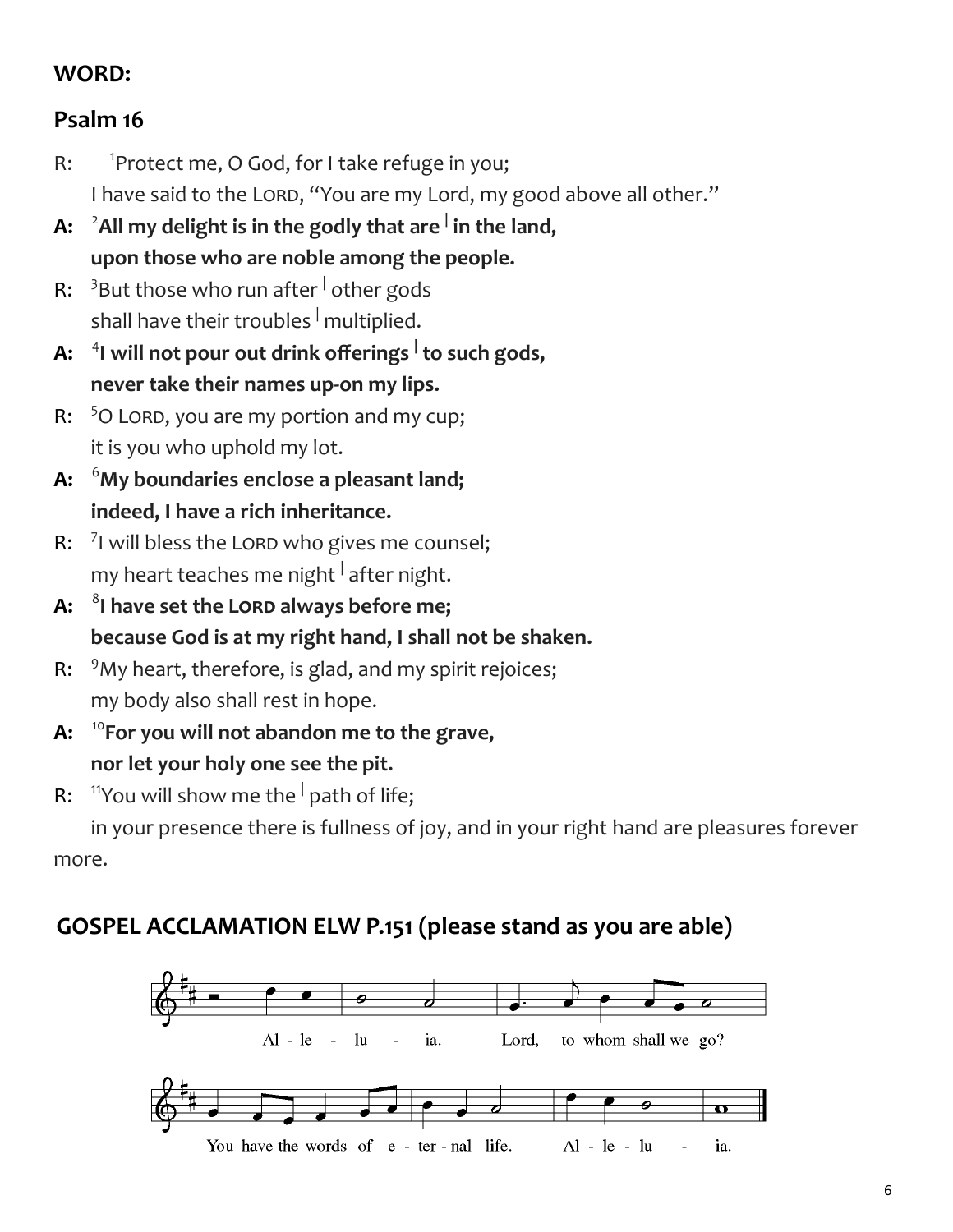## WORD:

## Psalm 16

R: [1]Protect me, O God, for I take refuge in you;
I have said to the LORD, "You are my Lord, my good above all other."

**A: [2]All my delight is in the godly that are | in the land,**
**upon those who are noble among the people.**

R: [3]But those who run after | other gods
shall have their troubles | multiplied.

**A: [4]I will not pour out drink offerings | to such gods,**
**never take their names up-on my lips.**

R: [5]O LORD, you are my portion and my cup;
it is you who uphold my lot.

**A: [6]My boundaries enclose a pleasant land;**
**indeed, I have a rich inheritance.**

R: [7]I will bless the LORD who gives me counsel;
my heart teaches me night | after night.

**A: [8]I have set the LORD always before me;**
**because God is at my right hand, I shall not be shaken.**

R: [9]My heart, therefore, is glad, and my spirit rejoices;
my body also shall rest in hope.

**A: [10]For you will not abandon me to the grave,**
**nor let your holy one see the pit.**

R: [11]You will show me the | path of life;
in your presence there is fullness of joy, and in your right hand are pleasures forever more.

## GOSPEL ACCLAMATION ELW P.151 (please stand as you are able)

Al - le - lu - ia. Lord, to whom shall we go?
You have the words of e - ter - nal life. Al - le - lu - ia.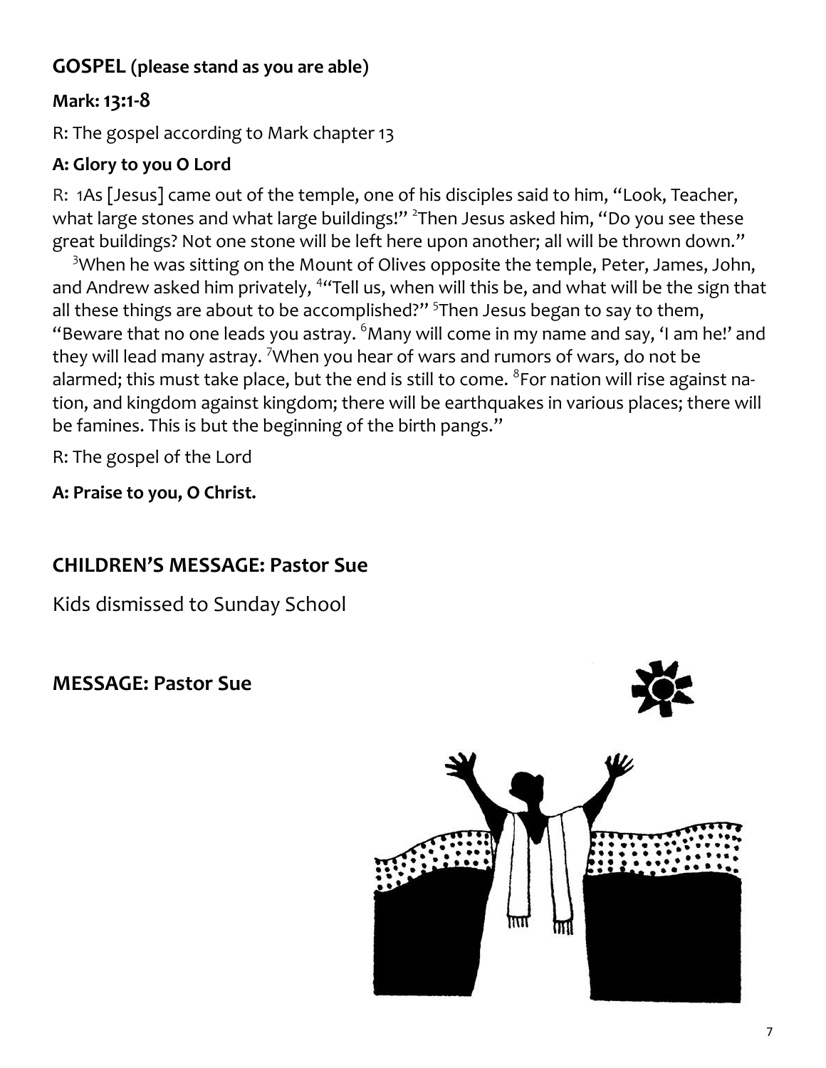**GOSPEL (please stand as you are able)**

**Mark: 13:1-8**

R: The gospel according to Mark chapter 13

**A: Glory to you O Lord**

R: 1As [Jesus] came out of the temple, one of his disciples said to him, "Look, Teacher, what large stones and what large buildings!" [2]Then Jesus asked him, "Do you see these great buildings? Not one stone will be left here upon another; all will be thrown down."

[3]When he was sitting on the Mount of Olives opposite the temple, Peter, James, John, and Andrew asked him privately, [4]"Tell us, when will this be, and what will be the sign that all these things are about to be accomplished?" [5]Then Jesus began to say to them, "Beware that no one leads you astray. [6]Many will come in my name and say, 'I am he!' and they will lead many astray. [7]When you hear of wars and rumors of wars, do not be alarmed; this must take place, but the end is still to come. [8]For nation will rise against nation, and kingdom against kingdom; there will be earthquakes in various places; there will be famines. This is but the beginning of the birth pangs."

R: The gospel of the Lord

**A: Praise to you, O Christ.**

**CHILDREN'S MESSAGE: Pastor Sue**

Kids dismissed to Sunday School

**MESSAGE: Pastor Sue**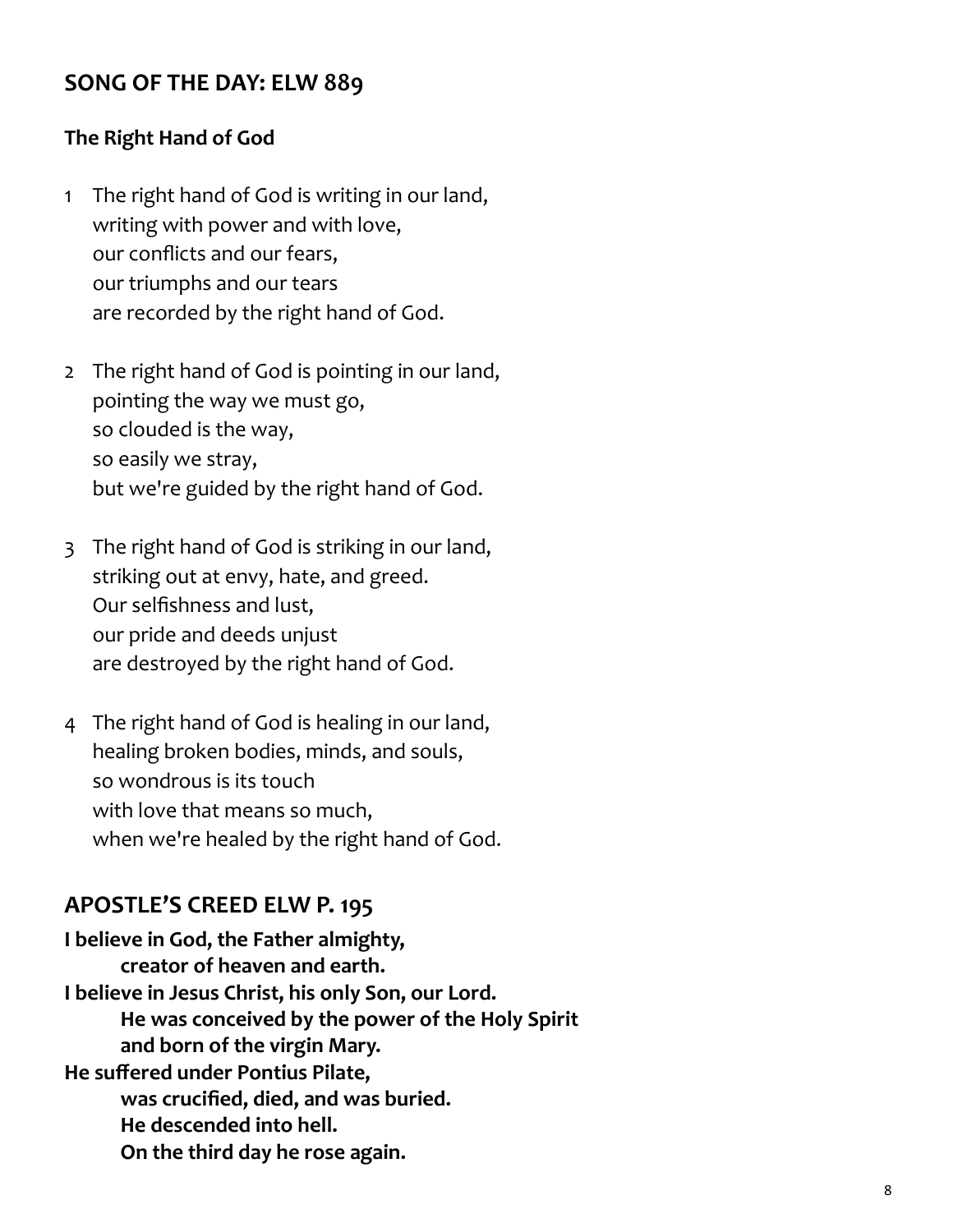## SONG OF THE DAY: ELW 889

### The Right Hand of God

1 The right hand of God is writing in our land,
   writing with power and with love,
   our conflicts and our fears,
   our triumphs and our tears
   are recorded by the right hand of God.

2 The right hand of God is pointing in our land,
   pointing the way we must go,
   so clouded is the way,
   so easily we stray,
   but we're guided by the right hand of God.

3 The right hand of God is striking in our land,
   striking out at envy, hate, and greed.
   Our selfishness and lust,
   our pride and deeds unjust
   are destroyed by the right hand of God.

4 The right hand of God is healing in our land,
   healing broken bodies, minds, and souls,
   so wondrous is its touch
   with love that means so much,
   when we're healed by the right hand of God.

## APOSTLE'S CREED ELW P. 195

**I believe in God, the Father almighty,**
**creator of heaven and earth.**
**I believe in Jesus Christ, his only Son, our Lord.**
**He was conceived by the power of the Holy Spirit**
**and born of the virgin Mary.**
**He suffered under Pontius Pilate,**
**was crucified, died, and was buried.**
**He descended into hell.**
**On the third day he rose again.**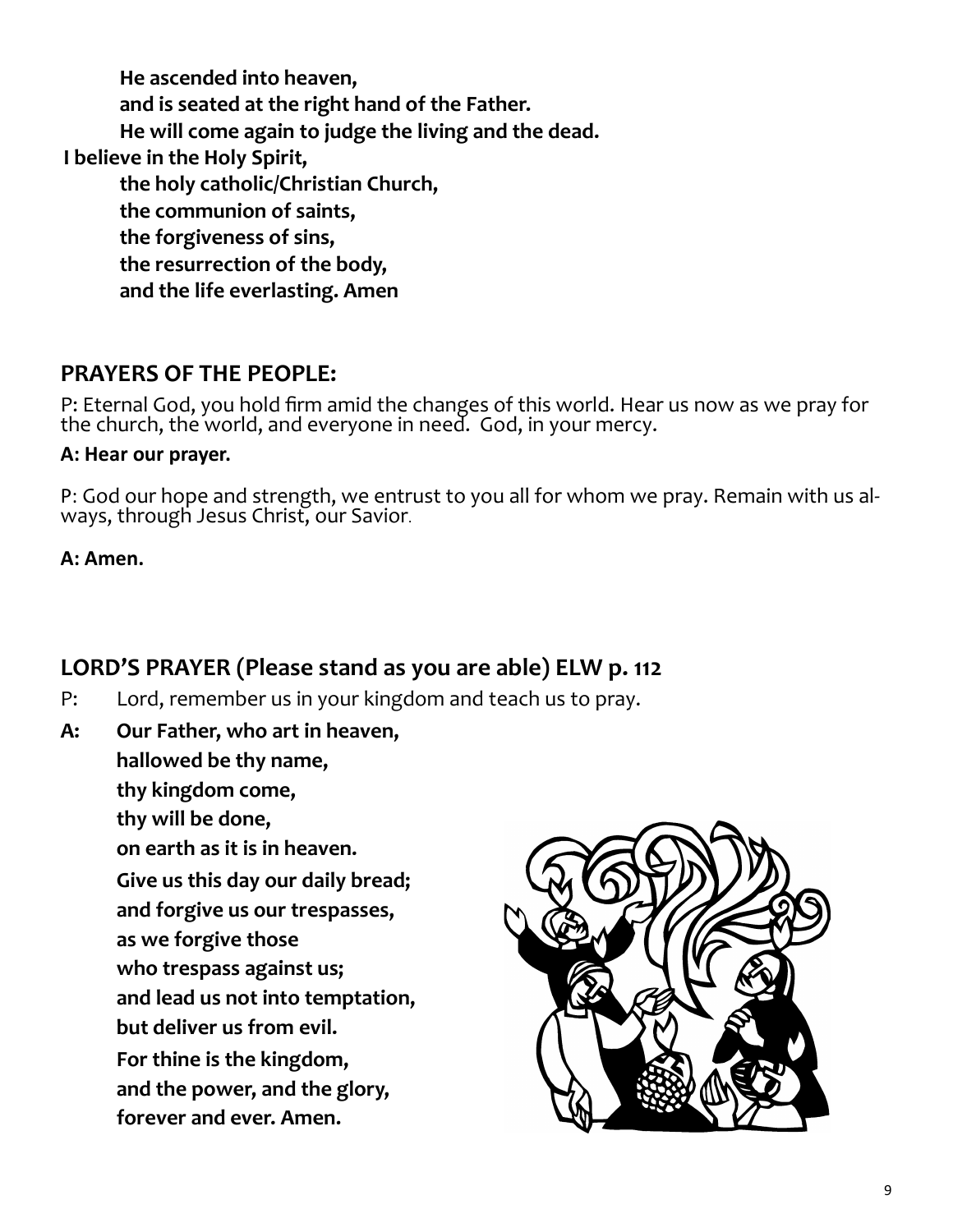**He ascended into heaven,**
**and is seated at the right hand of the Father.**
**He will come again to judge the living and the dead.**
**I believe in the Holy Spirit,**
**the holy catholic/Christian Church,**
**the communion of saints,**
**the forgiveness of sins,**
**the resurrection of the body,**
**and the life everlasting. Amen**

## PRAYERS OF THE PEOPLE:

P: Eternal God, you hold firm amid the changes of this world. Hear us now as we pray for the church, the world, and everyone in need. God, in your mercy.

**A: Hear our prayer.**

P: God our hope and strength, we entrust to you all for whom we pray. Remain with us always, through Jesus Christ, our Savior.

**A: Amen.**

## LORD'S PRAYER (Please stand as you are able) ELW p. 112

P: Lord, remember us in your kingdom and teach us to pray.

**A: Our Father, who art in heaven,**
**hallowed be thy name,**
**thy kingdom come,**
**thy will be done,**
**on earth as it is in heaven.**
**Give us this day our daily bread;**
**and forgive us our trespasses,**
**as we forgive those**
**who trespass against us;**
**and lead us not into temptation,**
**but deliver us from evil.**
**For thine is the kingdom,**
**and the power, and the glory,**
**forever and ever. Amen.**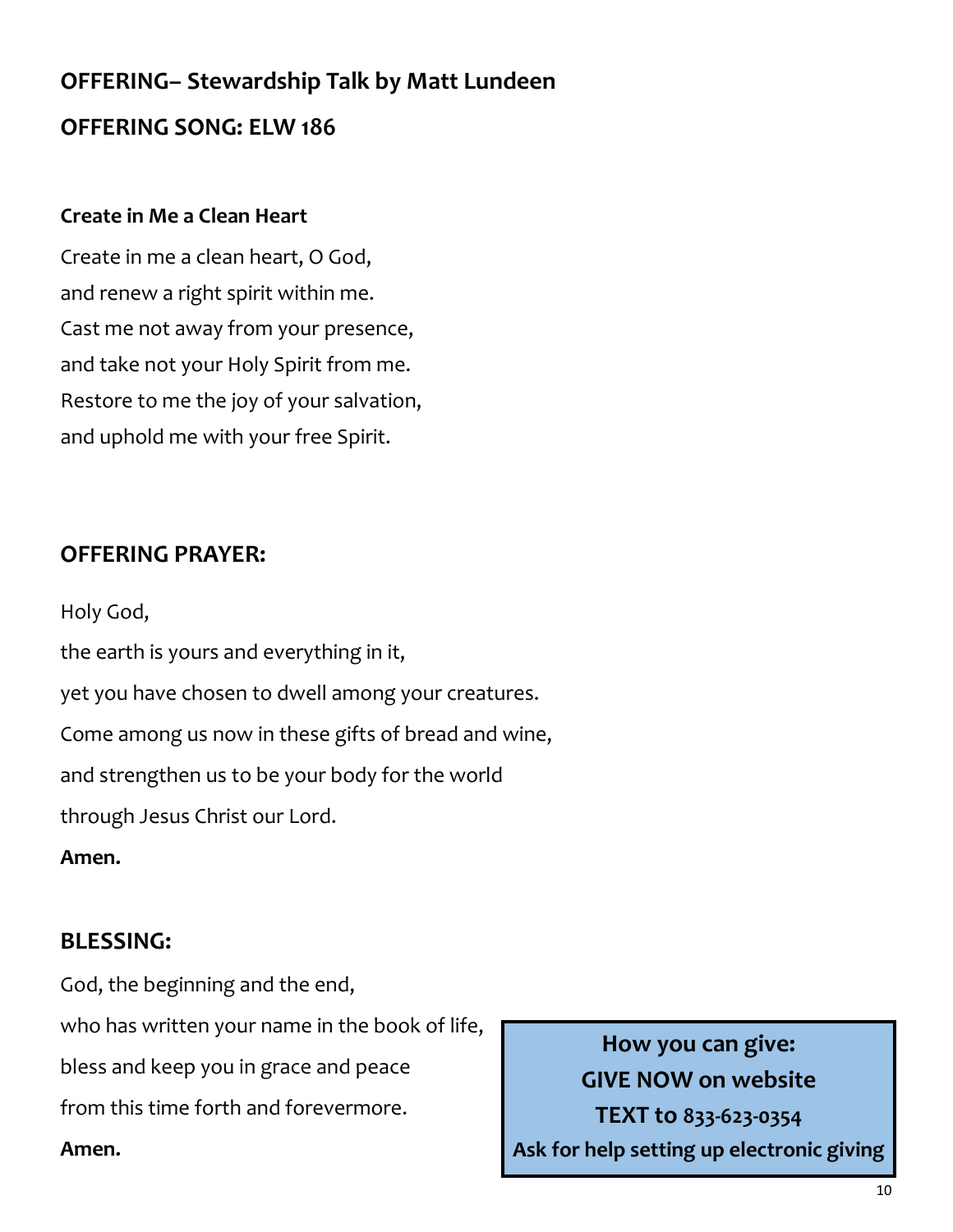## OFFERING– Stewardship Talk by Matt Lundeen

## OFFERING SONG: ELW 186

**Create in Me a Clean Heart**

Create in me a clean heart, O God,  
and renew a right spirit within me.  
Cast me not away from your presence,  
and take not your Holy Spirit from me.  
Restore to me the joy of your salvation,  
and uphold me with your free Spirit.

## OFFERING PRAYER:

Holy God,  
the earth is yours and everything in it,  
yet you have chosen to dwell among your creatures.  
Come among us now in these gifts of bread and wine,  
and strengthen us to be your body for the world  
through Jesus Christ our Lord.  
**Amen.**

## BLESSING:

God, the beginning and the end,  
who has written your name in the book of life,  
bless and keep you in grace and peace  
from this time forth and forevermore.  
**Amen.**

**How you can give:**  
**GIVE NOW on website**  
**TEXT to 833-623-0354**  
**Ask for help setting up electronic giving**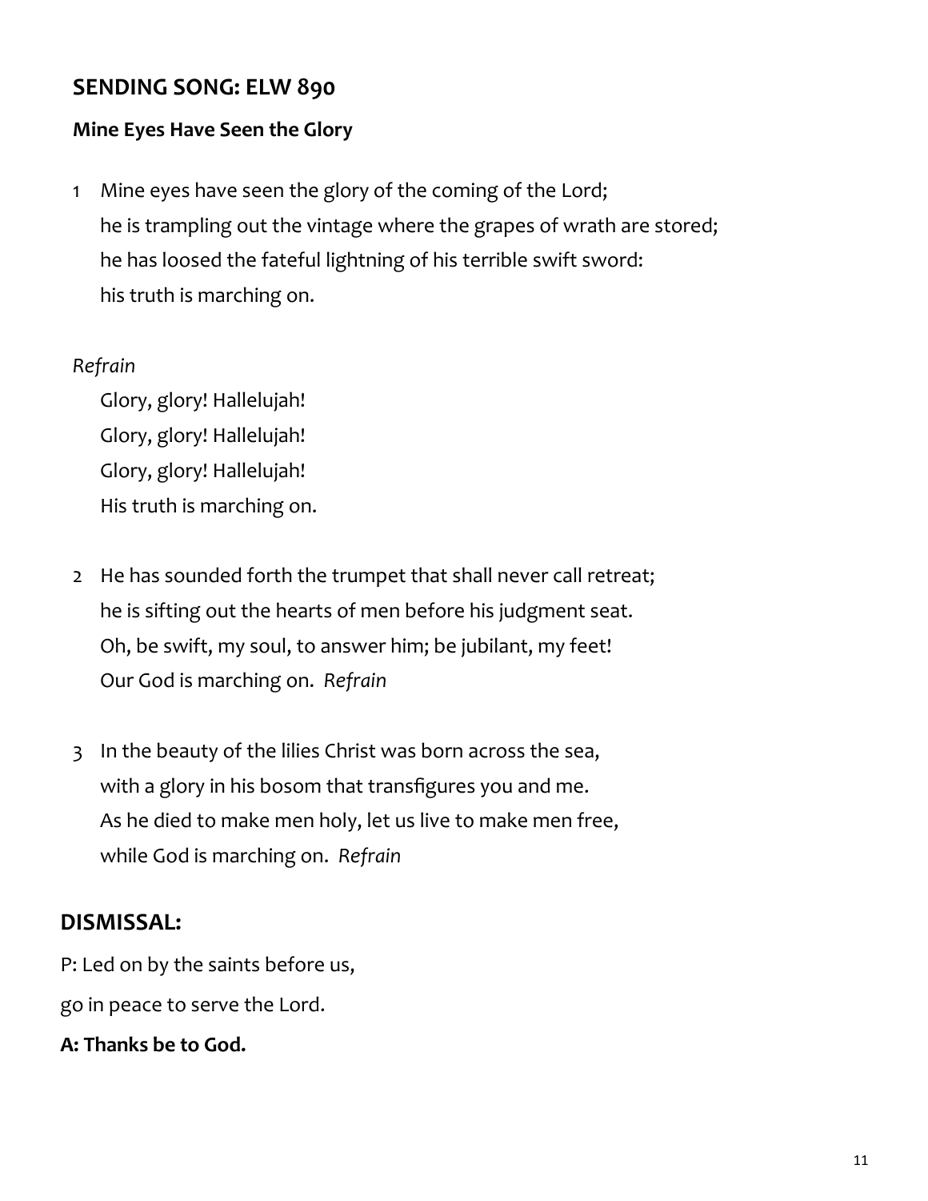## SENDING SONG: ELW 890

### Mine Eyes Have Seen the Glory

1 Mine eyes have seen the glory of the coming of the Lord;
he is trampling out the vintage where the grapes of wrath are stored;
he has loosed the fateful lightning of his terrible swift sword:
his truth is marching on.

*Refrain*

Glory, glory! Hallelujah!
Glory, glory! Hallelujah!
Glory, glory! Hallelujah!
His truth is marching on.

2 He has sounded forth the trumpet that shall never call retreat;
he is sifting out the hearts of men before his judgment seat.
Oh, be swift, my soul, to answer him; be jubilant, my feet!
Our God is marching on. *Refrain*

3 In the beauty of the lilies Christ was born across the sea,
with a glory in his bosom that transfigures you and me.
As he died to make men holy, let us live to make men free,
while God is marching on. *Refrain*

## DISMISSAL:

P: Led on by the saints before us,
go in peace to serve the Lord.

**A: Thanks be to God.**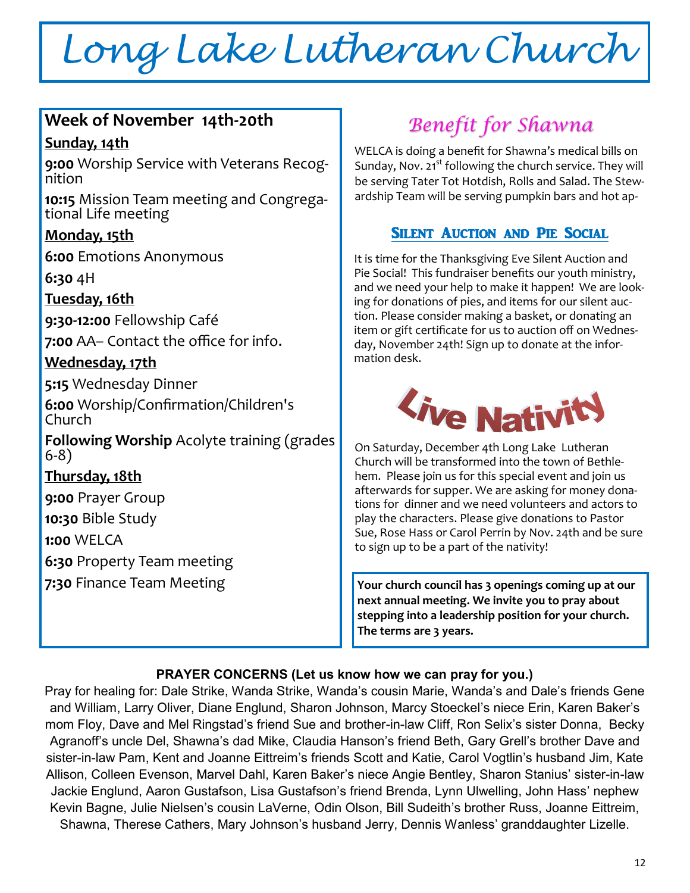# Long Lake Lutheran Church

## Week of November 14th-20th

**Sunday, 14th**

**9:00** Worship Service with Veterans Recognition

**10:15** Mission Team meeting and Congregational Life meeting

**Monday, 15th**

**6:00** Emotions Anonymous

**6:30** 4H

**Tuesday, 16th**

**9:30-12:00** Fellowship Café

**7:00** AA– Contact the office for info.

**Wednesday, 17th**

**5:15** Wednesday Dinner

**6:00** Worship/Confirmation/Children's Church

**Following Worship** Acolyte training (grades 6-8)

**Thursday, 18th**

**9:00** Prayer Group

**10:30** Bible Study

**1:00** WELCA

**6:30** Property Team meeting

**7:30** Finance Team Meeting

## *Benefit for Shawna*

WELCA is doing a benefit for Shawna's medical bills on Sunday, Nov. 21st following the church service. They will be serving Tater Tot Hotdish, Rolls and Salad. The Stewardship Team will be serving pumpkin bars and hot ap-

### Silent Auction and Pie Social

It is time for the Thanksgiving Eve Silent Auction and Pie Social! This fundraiser benefits our youth ministry, and we need your help to make it happen! We are looking for donations of pies, and items for our silent auction. Please consider making a basket, or donating an item or gift certificate for us to auction off on Wednesday, November 24th! Sign up to donate at the information desk.

### Live Nativity

On Saturday, December 4th Long Lake Lutheran Church will be transformed into the town of Bethlehem. Please join us for this special event and join us afterwards for supper. We are asking for money donations for dinner and we need volunteers and actors to play the characters. Please give donations to Pastor Sue, Rose Hass or Carol Perrin by Nov. 24th and be sure to sign up to be a part of the nativity!

**Your church council has 3 openings coming up at our next annual meeting. We invite you to pray about stepping into a leadership position for your church. The terms are 3 years.**

**PRAYER CONCERNS (Let us know how we can pray for you.)**

Pray for healing for: Dale Strike, Wanda Strike, Wanda's cousin Marie, Wanda's and Dale's friends Gene and William, Larry Oliver, Diane Englund, Sharon Johnson, Marcy Stoeckel's niece Erin, Karen Baker's mom Floy, Dave and Mel Ringstad's friend Sue and brother-in-law Cliff, Ron Selix's sister Donna, Becky Agranoff's uncle Del, Shawna's dad Mike, Claudia Hanson's friend Beth, Gary Grell's brother Dave and sister-in-law Pam, Kent and Joanne Eittreim's friends Scott and Katie, Carol Vogtlin's husband Jim, Kate Allison, Colleen Evenson, Marvel Dahl, Karen Baker's niece Angie Bentley, Sharon Stanius' sister-in-law Jackie Englund, Aaron Gustafson, Lisa Gustafson's friend Brenda, Lynn Ulwelling, John Hass' nephew Kevin Bagne, Julie Nielsen's cousin LaVerne, Odin Olson, Bill Sudeith's brother Russ, Joanne Eittreim, Shawna, Therese Cathers, Mary Johnson's husband Jerry, Dennis Wanless' granddaughter Lizelle.